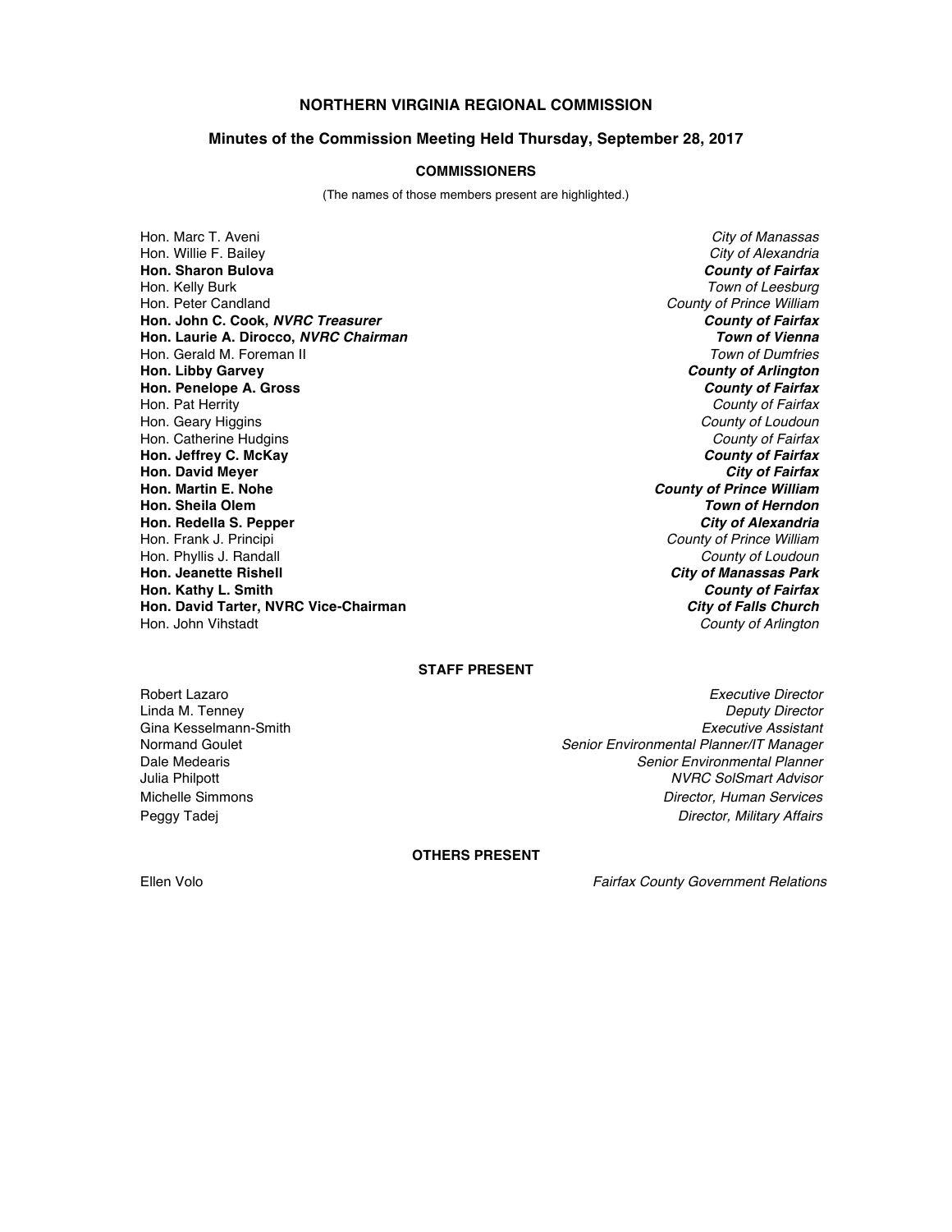# NORTHERN VIRGINIA REGIONAL COMMISSION

## Minutes of the Commission Meeting Held Thursday, September 28, 2017

### COMMISSIONERS

(The names of those members present are highlighted.)

| Commissioner | Jurisdiction |
|---|---|
| Hon. Marc T. Aveni | *City of Manassas* |
| Hon. Willie F. Bailey | *City of Alexandria* |
| **Hon. Sharon Bulova** | ***County of Fairfax*** |
| Hon. Kelly Burk | *Town of Leesburg* |
| Hon. Peter Candland | *County of Prince William* |
| **Hon. John C. Cook, *NVRC Treasurer*** | ***County of Fairfax*** |
| **Hon. Laurie A. Dirocco, *NVRC Chairman*** | ***Town of Vienna*** |
| Hon. Gerald M. Foreman II | *Town of Dumfries* |
| **Hon. Libby Garvey** | ***County of Arlington*** |
| **Hon. Penelope A. Gross** | ***County of Fairfax*** |
| Hon. Pat Herrity | *County of Fairfax* |
| Hon. Geary Higgins | *County of Loudoun* |
| Hon. Catherine Hudgins | *County of Fairfax* |
| **Hon. Jeffrey C. McKay** | ***County of Fairfax*** |
| **Hon. David Meyer** | ***City of Fairfax*** |
| **Hon. Martin E. Nohe** | ***County of Prince William*** |
| **Hon. Sheila Olem** | ***Town of Herndon*** |
| **Hon. Redella S. Pepper** | ***City of Alexandria*** |
| Hon. Frank J. Principi | *County of Prince William* |
| Hon. Phyllis J. Randall | *County of Loudoun* |
| **Hon. Jeanette Rishell** | ***City of Manassas Park*** |
| **Hon. Kathy L. Smith** | ***County of Fairfax*** |
| **Hon. David Tarter, NVRC Vice-Chairman** | ***City of Falls Church*** |
| Hon. John Vihstadt | *County of Arlington* |

### STAFF PRESENT

| Name | Title |
|---|---|
| Robert Lazaro | *Executive Director* |
| Linda M. Tenney | *Deputy Director* |
| Gina Kesselmann-Smith | *Executive Assistant* |
| Normand Goulet | *Senior Environmental Planner/IT Manager* |
| Dale Medearis | *Senior Environmental Planner* |
| Julia Philpott | *NVRC SolSmart Advisor* |
| Michelle Simmons | *Director, Human Services* |
| Peggy Tadej | *Director, Military Affairs* |

### OTHERS PRESENT

| Name | Affiliation |
|---|---|
| Ellen Volo | *Fairfax County Government Relations* |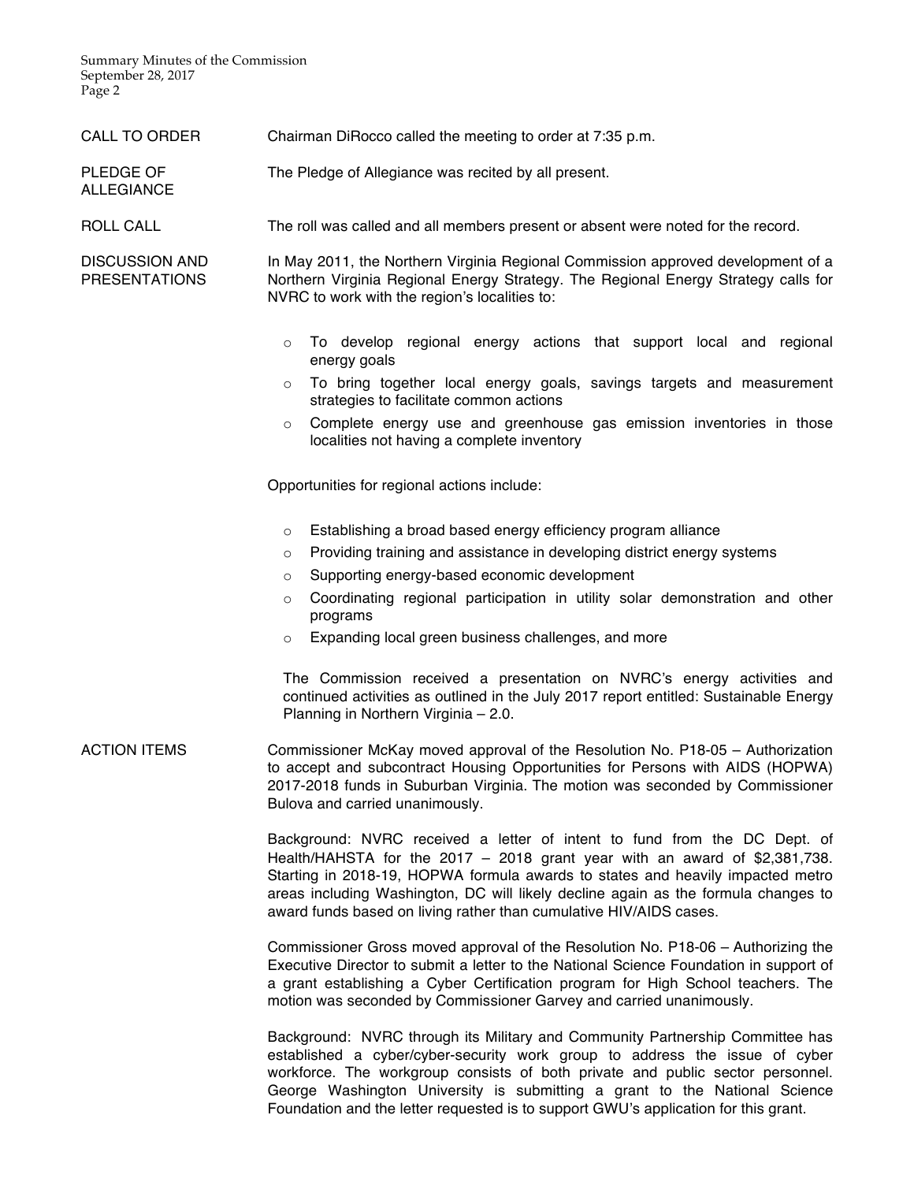**CALL TO ORDER**

Chairman DiRocco called the meeting to order at 7:35 p.m.

**PLEDGE OF ALLEGIANCE**

The Pledge of Allegiance was recited by all present.

**ROLL CALL**

The roll was called and all members present or absent were noted for the record.

**DISCUSSION AND PRESENTATIONS**

In May 2011, the Northern Virginia Regional Commission approved development of a Northern Virginia Regional Energy Strategy. The Regional Energy Strategy calls for NVRC to work with the region's localities to:

- To develop regional energy actions that support local and regional energy goals
- To bring together local energy goals, savings targets and measurement strategies to facilitate common actions
- Complete energy use and greenhouse gas emission inventories in those localities not having a complete inventory

Opportunities for regional actions include:

- Establishing a broad based energy efficiency program alliance
- Providing training and assistance in developing district energy systems
- Supporting energy-based economic development
- Coordinating regional participation in utility solar demonstration and other programs
- Expanding local green business challenges, and more

The Commission received a presentation on NVRC's energy activities and continued activities as outlined in the July 2017 report entitled: Sustainable Energy Planning in Northern Virginia – 2.0.

**ACTION ITEMS**

Commissioner McKay moved approval of the Resolution No. P18-05 – Authorization to accept and subcontract Housing Opportunities for Persons with AIDS (HOPWA) 2017-2018 funds in Suburban Virginia. The motion was seconded by Commissioner Bulova and carried unanimously.

Background: NVRC received a letter of intent to fund from the DC Dept. of Health/HAHSTA for the 2017 – 2018 grant year with an award of $2,381,738. Starting in 2018-19, HOPWA formula awards to states and heavily impacted metro areas including Washington, DC will likely decline again as the formula changes to award funds based on living rather than cumulative HIV/AIDS cases.

Commissioner Gross moved approval of the Resolution No. P18-06 – Authorizing the Executive Director to submit a letter to the National Science Foundation in support of a grant establishing a Cyber Certification program for High School teachers. The motion was seconded by Commissioner Garvey and carried unanimously.

Background: NVRC through its Military and Community Partnership Committee has established a cyber/cyber-security work group to address the issue of cyber workforce. The workgroup consists of both private and public sector personnel. George Washington University is submitting a grant to the National Science Foundation and the letter requested is to support GWU's application for this grant.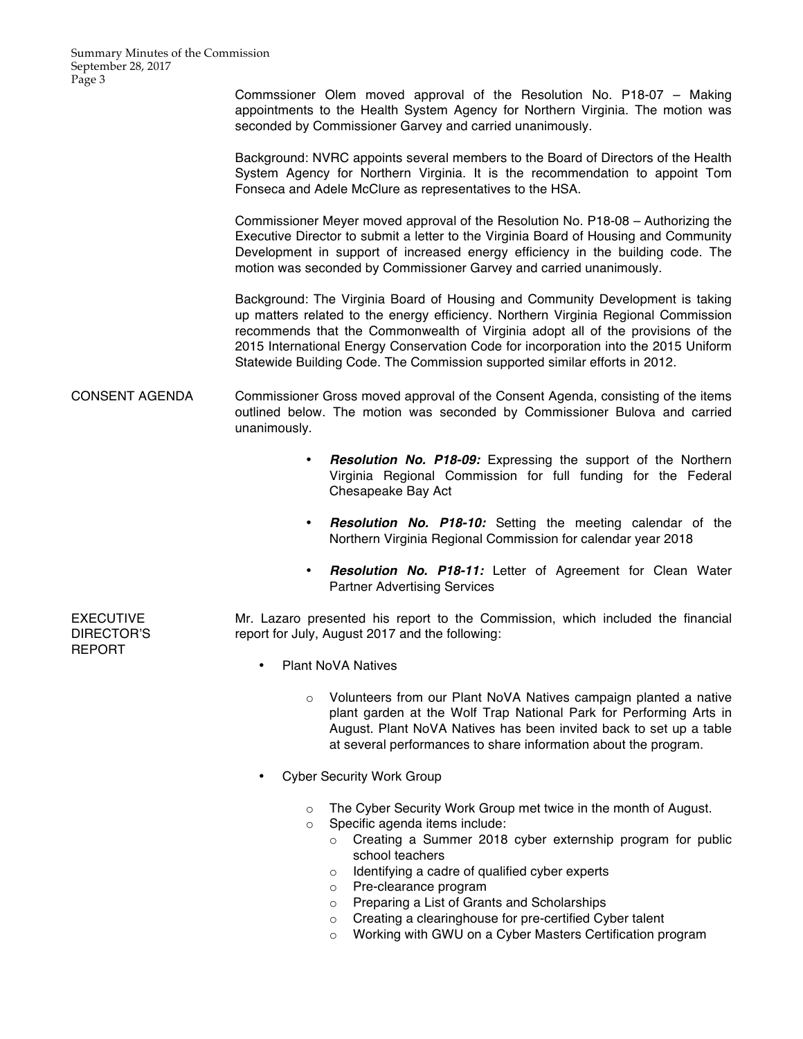Commssioner Olem moved approval of the Resolution No. P18-07 – Making appointments to the Health System Agency for Northern Virginia. The motion was seconded by Commissioner Garvey and carried unanimously.

Background: NVRC appoints several members to the Board of Directors of the Health System Agency for Northern Virginia. It is the recommendation to appoint Tom Fonseca and Adele McClure as representatives to the HSA.

Commissioner Meyer moved approval of the Resolution No. P18-08 – Authorizing the Executive Director to submit a letter to the Virginia Board of Housing and Community Development in support of increased energy efficiency in the building code. The motion was seconded by Commissioner Garvey and carried unanimously.

Background: The Virginia Board of Housing and Community Development is taking up matters related to the energy efficiency. Northern Virginia Regional Commission recommends that the Commonwealth of Virginia adopt all of the provisions of the 2015 International Energy Conservation Code for incorporation into the 2015 Uniform Statewide Building Code. The Commission supported similar efforts in 2012.

## CONSENT AGENDA

Commissioner Gross moved approval of the Consent Agenda, consisting of the items outlined below. The motion was seconded by Commissioner Bulova and carried unanimously.

- ***Resolution No. P18-09:*** Expressing the support of the Northern Virginia Regional Commission for full funding for the Federal Chesapeake Bay Act
- ***Resolution No. P18-10:*** Setting the meeting calendar of the Northern Virginia Regional Commission for calendar year 2018
- ***Resolution No. P18-11:*** Letter of Agreement for Clean Water Partner Advertising Services

## EXECUTIVE DIRECTOR'S REPORT

Mr. Lazaro presented his report to the Commission, which included the financial report for July, August 2017 and the following:

- Plant NoVA Natives
  - Volunteers from our Plant NoVA Natives campaign planted a native plant garden at the Wolf Trap National Park for Performing Arts in August. Plant NoVA Natives has been invited back to set up a table at several performances to share information about the program.
- Cyber Security Work Group
  - The Cyber Security Work Group met twice in the month of August.
  - Specific agenda items include:
    - Creating a Summer 2018 cyber externship program for public school teachers
    - Identifying a cadre of qualified cyber experts
    - Pre-clearance program
    - Preparing a List of Grants and Scholarships
    - Creating a clearinghouse for pre-certified Cyber talent
    - Working with GWU on a Cyber Masters Certification program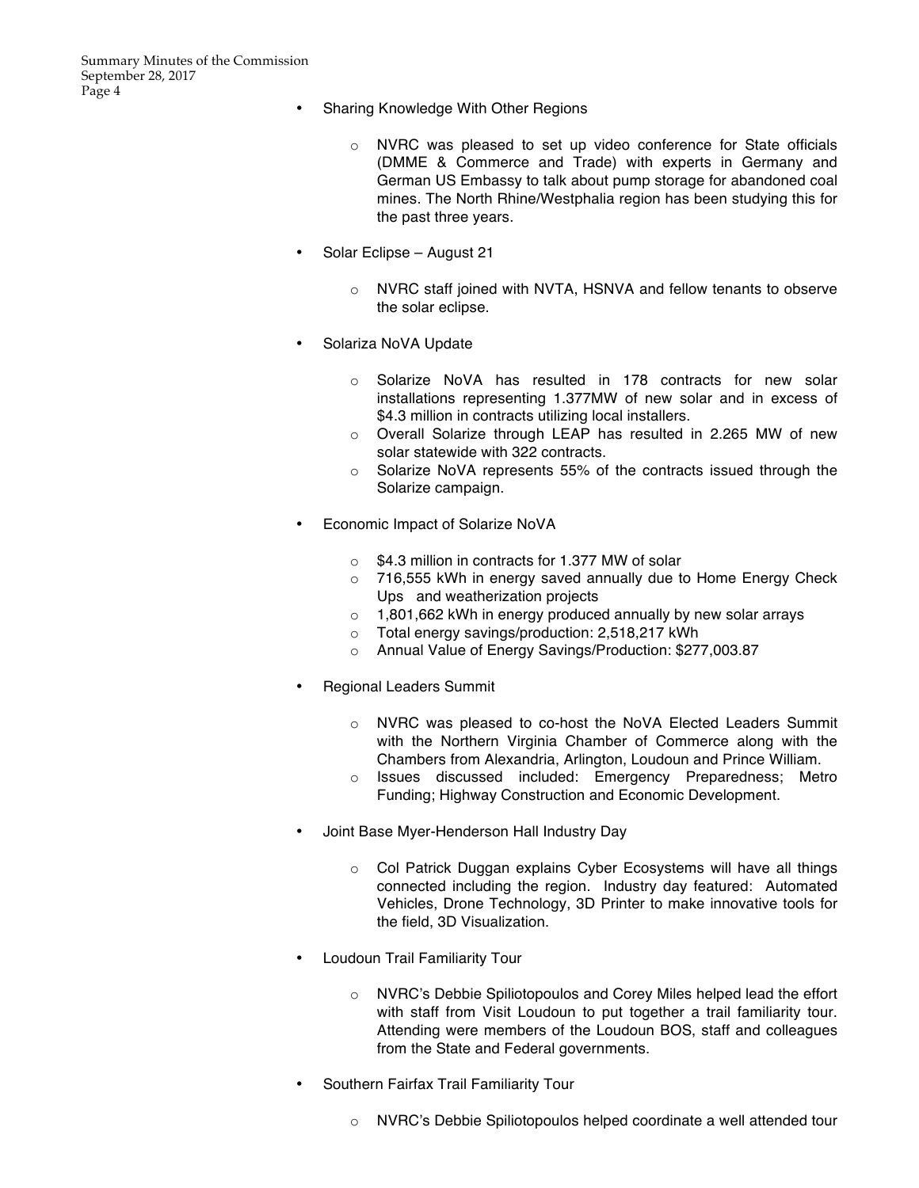- Sharing Knowledge With Other Regions

    - NVRC was pleased to set up video conference for State officials (DMME & Commerce and Trade) with experts in Germany and German US Embassy to talk about pump storage for abandoned coal mines. The North Rhine/Westphalia region has been studying this for the past three years.

- Solar Eclipse – August 21

    - NVRC staff joined with NVTA, HSNVA and fellow tenants to observe the solar eclipse.

- Solariza NoVA Update

    - Solarize NoVA has resulted in 178 contracts for new solar installations representing 1.377MW of new solar and in excess of $4.3 million in contracts utilizing local installers.
    - Overall Solarize through LEAP has resulted in 2.265 MW of new solar statewide with 322 contracts.
    - Solarize NoVA represents 55% of the contracts issued through the Solarize campaign.

- Economic Impact of Solarize NoVA

    - $4.3 million in contracts for 1.377 MW of solar
    - 716,555 kWh in energy saved annually due to Home Energy Check Ups and weatherization projects
    - 1,801,662 kWh in energy produced annually by new solar arrays
    - Total energy savings/production: 2,518,217 kWh
    - Annual Value of Energy Savings/Production: $277,003.87

- Regional Leaders Summit

    - NVRC was pleased to co-host the NoVA Elected Leaders Summit with the Northern Virginia Chamber of Commerce along with the Chambers from Alexandria, Arlington, Loudoun and Prince William.
    - Issues discussed included: Emergency Preparedness; Metro Funding; Highway Construction and Economic Development.

- Joint Base Myer-Henderson Hall Industry Day

    - Col Patrick Duggan explains Cyber Ecosystems will have all things connected including the region. Industry day featured: Automated Vehicles, Drone Technology, 3D Printer to make innovative tools for the field, 3D Visualization.

- Loudoun Trail Familiarity Tour

    - NVRC's Debbie Spiliotopoulos and Corey Miles helped lead the effort with staff from Visit Loudoun to put together a trail familiarity tour. Attending were members of the Loudoun BOS, staff and colleagues from the State and Federal governments.

- Southern Fairfax Trail Familiarity Tour

    - NVRC's Debbie Spiliotopoulos helped coordinate a well attended tour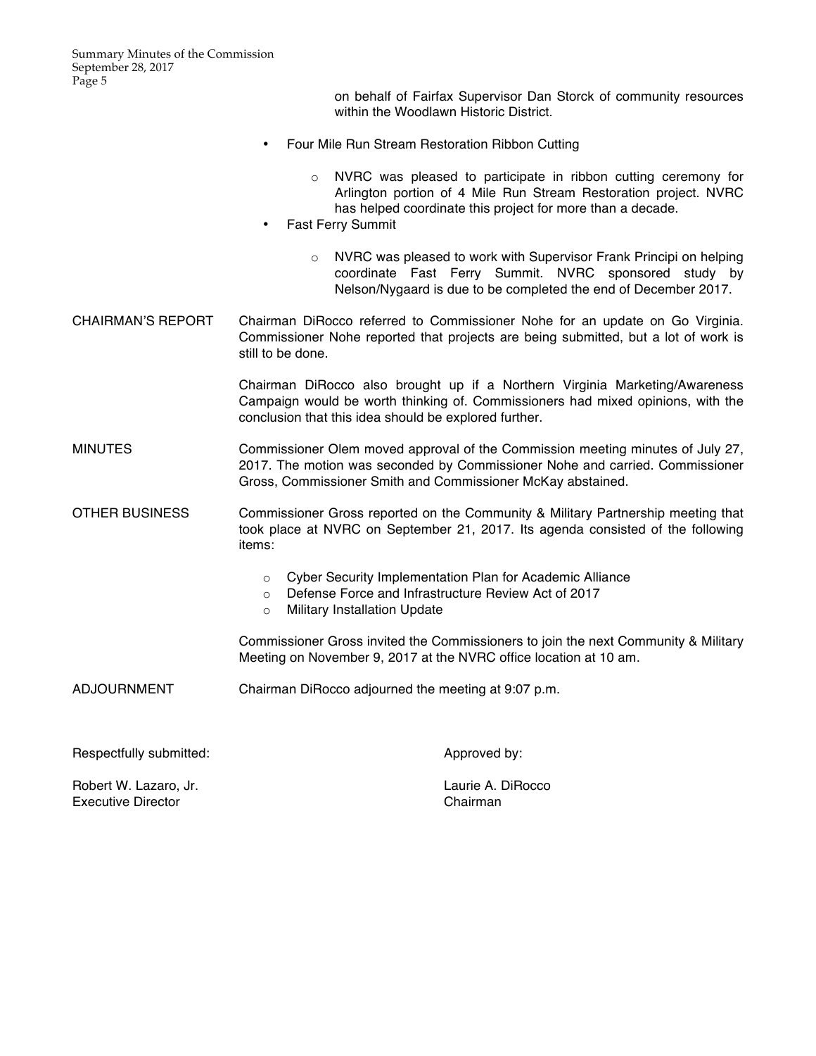on behalf of Fairfax Supervisor Dan Storck of community resources within the Woodlawn Historic District.

- Four Mile Run Stream Restoration Ribbon Cutting
  - NVRC was pleased to participate in ribbon cutting ceremony for Arlington portion of 4 Mile Run Stream Restoration project. NVRC has helped coordinate this project for more than a decade.
- Fast Ferry Summit
  - NVRC was pleased to work with Supervisor Frank Principi on helping coordinate Fast Ferry Summit. NVRC sponsored study by Nelson/Nygaard is due to be completed the end of December 2017.

**CHAIRMAN'S REPORT**

Chairman DiRocco referred to Commissioner Nohe for an update on Go Virginia. Commissioner Nohe reported that projects are being submitted, but a lot of work is still to be done.

Chairman DiRocco also brought up if a Northern Virginia Marketing/Awareness Campaign would be worth thinking of. Commissioners had mixed opinions, with the conclusion that this idea should be explored further.

**MINUTES**

Commissioner Olem moved approval of the Commission meeting minutes of July 27, 2017. The motion was seconded by Commissioner Nohe and carried. Commissioner Gross, Commissioner Smith and Commissioner McKay abstained.

**OTHER BUSINESS**

Commissioner Gross reported on the Community & Military Partnership meeting that took place at NVRC on September 21, 2017. Its agenda consisted of the following items:

- Cyber Security Implementation Plan for Academic Alliance
- Defense Force and Infrastructure Review Act of 2017
- Military Installation Update

Commissioner Gross invited the Commissioners to join the next Community & Military Meeting on November 9, 2017 at the NVRC office location at 10 am.

**ADJOURNMENT**

Chairman DiRocco adjourned the meeting at 9:07 p.m.

Respectfully submitted:

Robert W. Lazaro, Jr.
Executive Director

Approved by:

Laurie A. DiRocco
Chairman